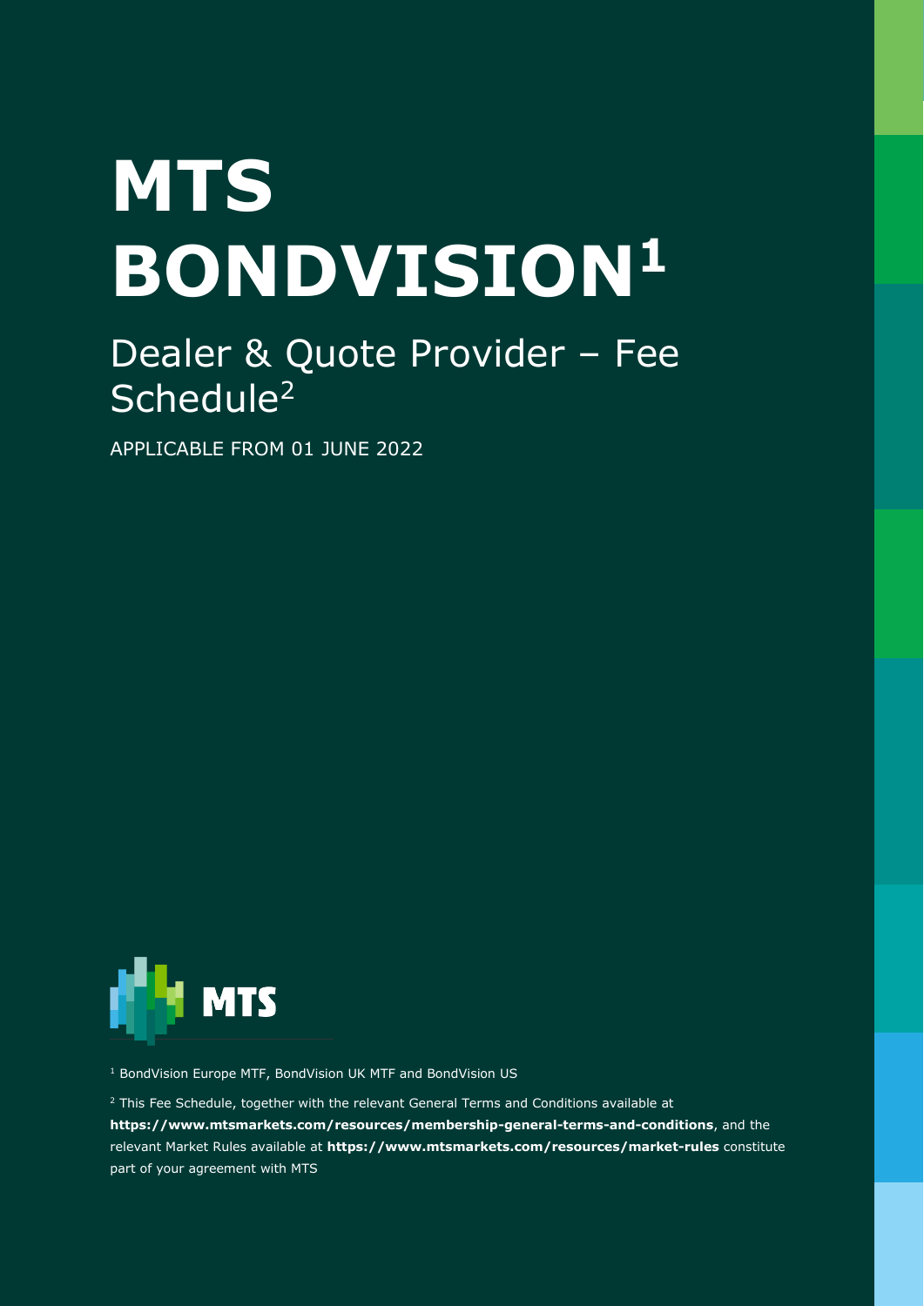# MTS BONDVISION[1]

## Dealer & Quote Provider – Fee Schedule[2]

APPLICABLE FROM 01 JUNE 2022

MTS

[1] BondVision Europe MTF, BondVision UK MTF and BondVision US

[2] This Fee Schedule, together with the relevant General Terms and Conditions available at **https://www.mtsmarkets.com/resources/membership-general-terms-and-conditions**, and the relevant Market Rules available at **https://www.mtsmarkets.com/resources/market-rules** constitute part of your agreement with MTS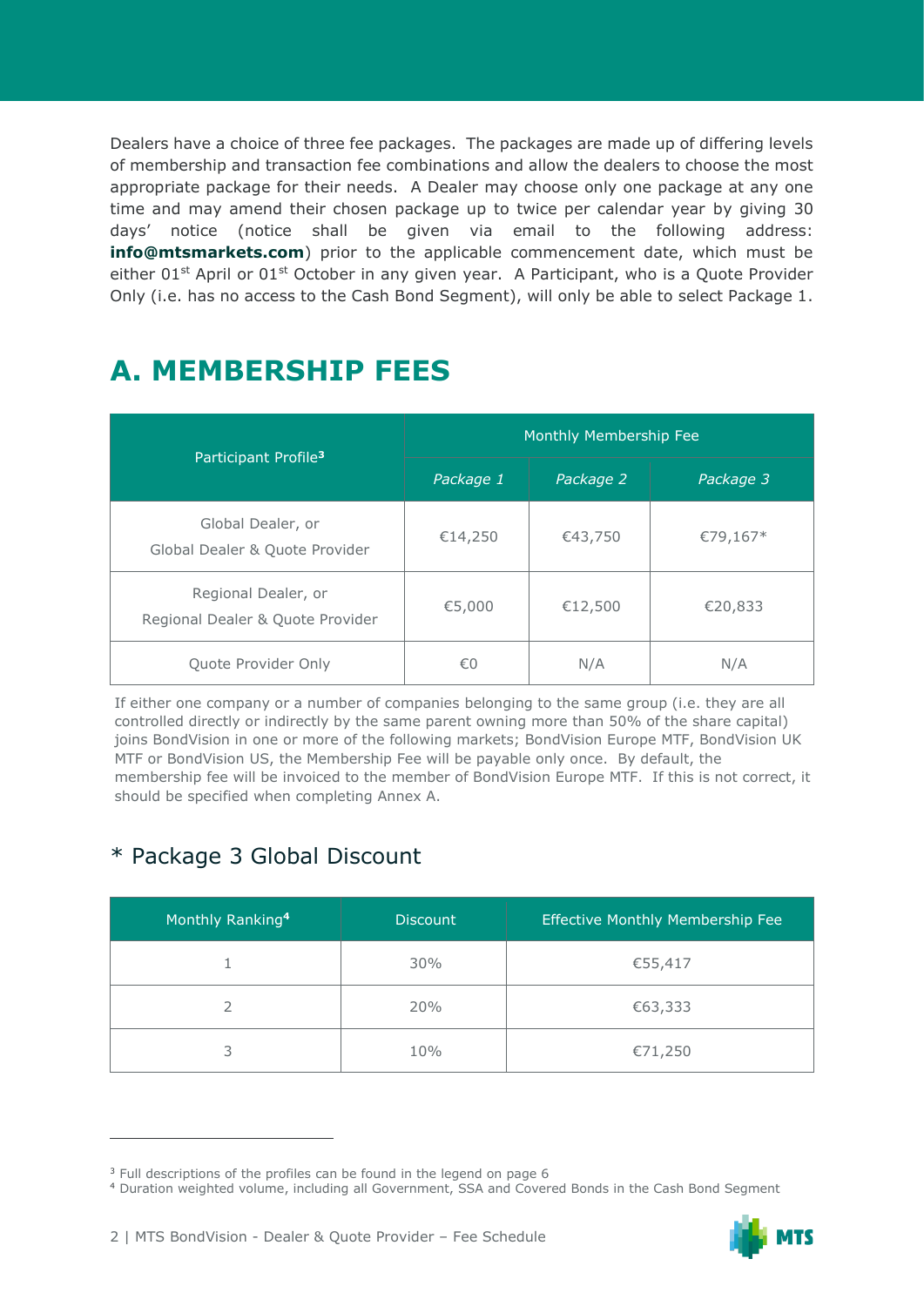Dealers have a choice of three fee packages. The packages are made up of differing levels of membership and transaction fee combinations and allow the dealers to choose the most appropriate package for their needs. A Dealer may choose only one package at any one time and may amend their chosen package up to twice per calendar year by giving 30 days' notice (notice shall be given via email to the following address: **info@mtsmarkets.com**) prior to the applicable commencement date, which must be either 01st April or 01st October in any given year. A Participant, who is a Quote Provider Only (i.e. has no access to the Cash Bond Segment), will only be able to select Package 1.

# A. MEMBERSHIP FEES

| Participant Profile[3] | Monthly Membership Fee | | |
|---|---|---|---|
| | *Package 1* | *Package 2* | *Package 3* |
| Global Dealer, or Global Dealer & Quote Provider | €14,250 | €43,750 | €79,167* |
| Regional Dealer, or Regional Dealer & Quote Provider | €5,000 | €12,500 | €20,833 |
| Quote Provider Only | €0 | N/A | N/A |

If either one company or a number of companies belonging to the same group (i.e. they are all controlled directly or indirectly by the same parent owning more than 50% of the share capital) joins BondVision in one or more of the following markets; BondVision Europe MTF, BondVision UK MTF or BondVision US, the Membership Fee will be payable only once. By default, the membership fee will be invoiced to the member of BondVision Europe MTF. If this is not correct, it should be specified when completing Annex A.

## * Package 3 Global Discount

| Monthly Ranking[4] | Discount | Effective Monthly Membership Fee |
|---|---|---|
| 1 | 30% | €55,417 |
| 2 | 20% | €63,333 |
| 3 | 10% | €71,250 |

[3] Full descriptions of the profiles can be found in the legend on page 6

[4] Duration weighted volume, including all Government, SSA and Covered Bonds in the Cash Bond Segment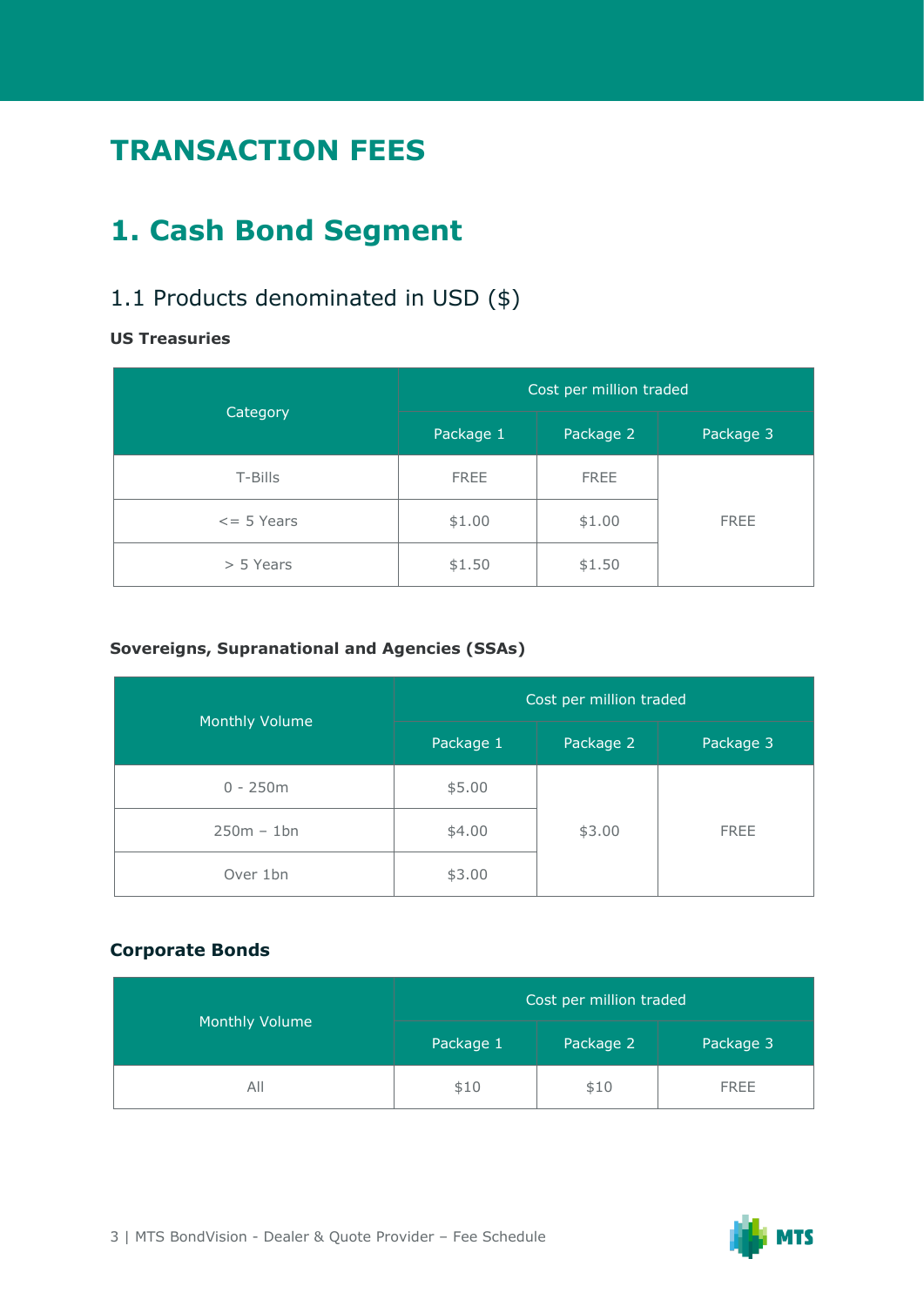# TRANSACTION FEES

## 1. Cash Bond Segment

### 1.1 Products denominated in USD ($)

**US Treasuries**

| Category | Cost per million traded | | |
|---|---|---|---|
| | Package 1 | Package 2 | Package 3 |
| T-Bills | FREE | FREE | FREE |
| <= 5 Years | $1.00 | $1.00 | |
| > 5 Years | $1.50 | $1.50 | |

**Sovereigns, Supranational and Agencies (SSAs)**

| Monthly Volume | Cost per million traded | | |
|---|---|---|---|
| | Package 1 | Package 2 | Package 3 |
| 0 - 250m | $5.00 | $3.00 | FREE |
| 250m – 1bn | $4.00 | | |
| Over 1bn | $3.00 | | |

**Corporate Bonds**

| Monthly Volume | Cost per million traded | | |
|---|---|---|---|
| | Package 1 | Package 2 | Package 3 |
| All | $10 | $10 | FREE |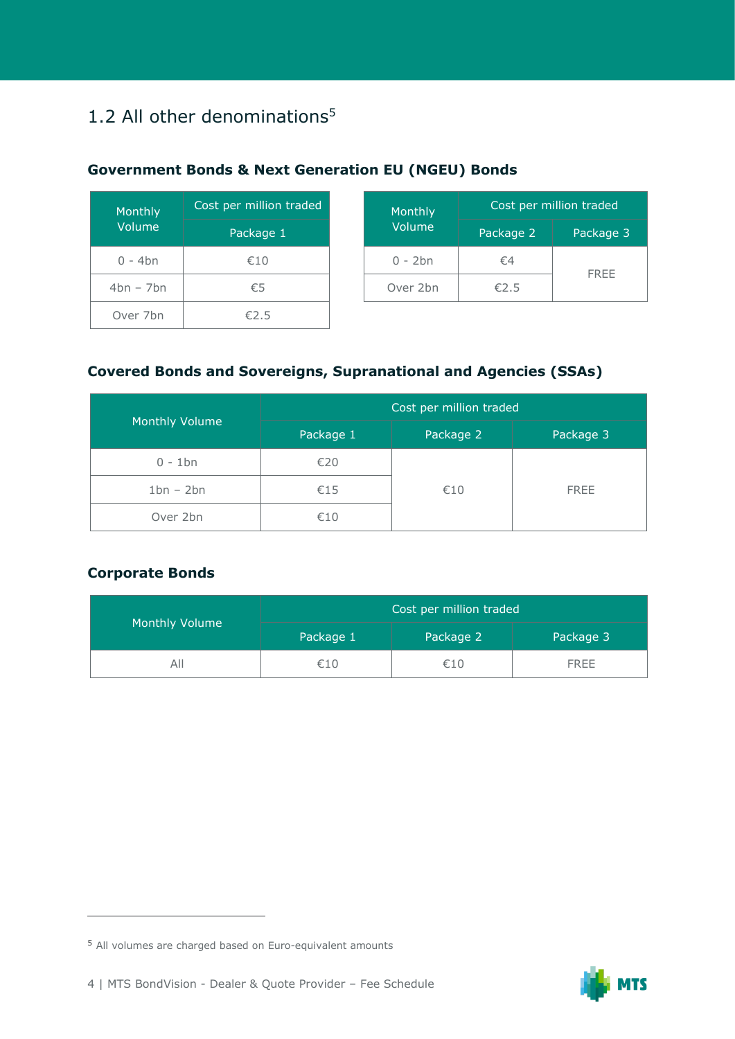## 1.2 All other denominations[5]

### Government Bonds & Next Generation EU (NGEU) Bonds

| Monthly Volume | Cost per million traded |
|---|---|
| | Package 1 |
| 0 - 4bn | €10 |
| 4bn – 7bn | €5 |
| Over 7bn | €2.5 |

| Monthly Volume | Cost per million traded | |
|---|---|---|
| | Package 2 | Package 3 |
| 0 - 2bn | €4 | FREE |
| Over 2bn | €2.5 | |

### Covered Bonds and Sovereigns, Supranational and Agencies (SSAs)

| Monthly Volume | Cost per million traded | | |
|---|---|---|---|
| | Package 1 | Package 2 | Package 3 |
| 0 - 1bn | €20 | €10 | FREE |
| 1bn – 2bn | €15 | | |
| Over 2bn | €10 | | |

### Corporate Bonds

| Monthly Volume | Cost per million traded | | |
|---|---|---|---|
| | Package 1 | Package 2 | Package 3 |
| All | €10 | €10 | FREE |

[5] All volumes are charged based on Euro-equivalent amounts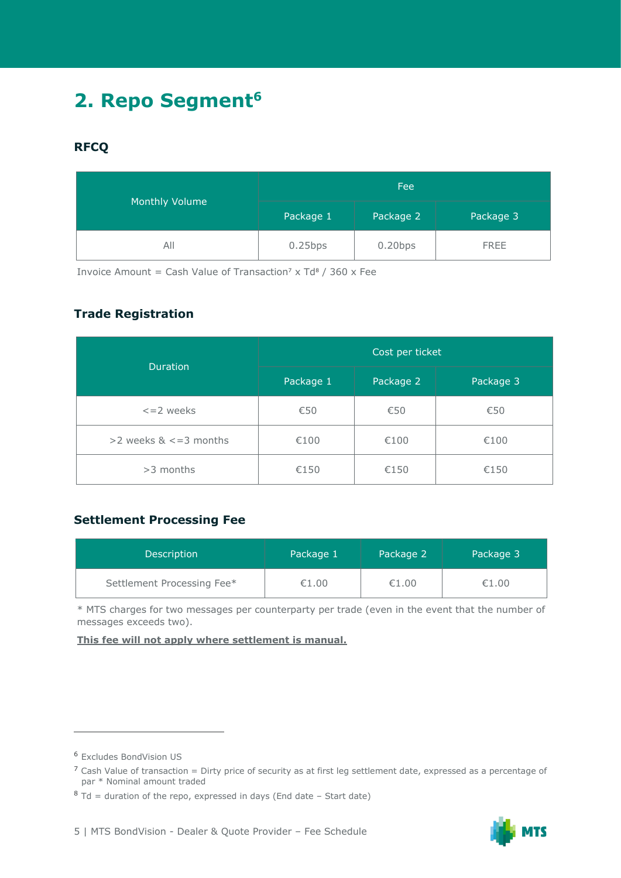## 2. Repo Segment[6]

### RFCQ

| Monthly Volume | Fee | | |
|---|---|---|---|
| | Package 1 | Package 2 | Package 3 |
| All | 0.25bps | 0.20bps | FREE |

Invoice Amount = Cash Value of Transaction[7] x Td[8] / 360 x Fee

### Trade Registration

| Duration | Cost per ticket | | |
|---|---|---|---|
| | Package 1 | Package 2 | Package 3 |
| <=2 weeks | €50 | €50 | €50 |
| >2 weeks & <=3 months | €100 | €100 | €100 |
| >3 months | €150 | €150 | €150 |

### Settlement Processing Fee

| Description | Package 1 | Package 2 | Package 3 |
|---|---|---|---|
| Settlement Processing Fee* | €1.00 | €1.00 | €1.00 |

* MTS charges for two messages per counterparty per trade (even in the event that the number of messages exceeds two).

**This fee will not apply where settlement is manual.**

---

[6] Excludes BondVision US

[7] Cash Value of transaction = Dirty price of security as at first leg settlement date, expressed as a percentage of par * Nominal amount traded

[8] Td = duration of the repo, expressed in days (End date – Start date)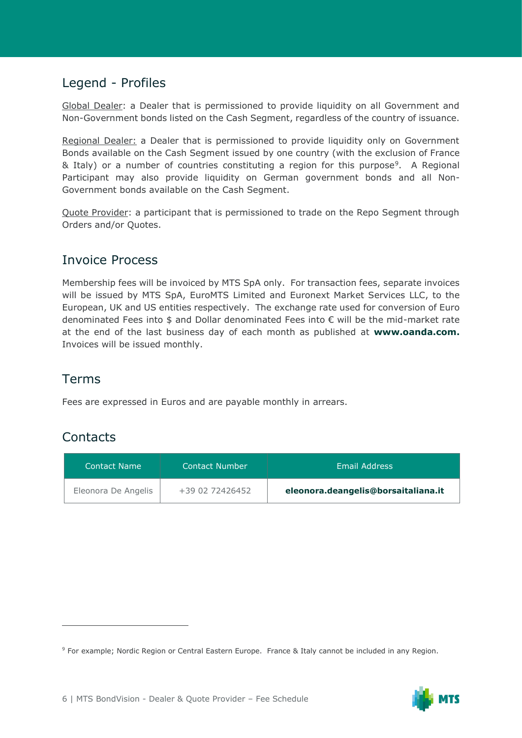## Legend - Profiles

Global Dealer: a Dealer that is permissioned to provide liquidity on all Government and Non-Government bonds listed on the Cash Segment, regardless of the country of issuance.

Regional Dealer: a Dealer that is permissioned to provide liquidity only on Government Bonds available on the Cash Segment issued by one country (with the exclusion of France & Italy) or a number of countries constituting a region for this purpose[9]. A Regional Participant may also provide liquidity on German government bonds and all Non-Government bonds available on the Cash Segment.

Quote Provider: a participant that is permissioned to trade on the Repo Segment through Orders and/or Quotes.

## Invoice Process

Membership fees will be invoiced by MTS SpA only. For transaction fees, separate invoices will be issued by MTS SpA, EuroMTS Limited and Euronext Market Services LLC, to the European, UK and US entities respectively. The exchange rate used for conversion of Euro denominated Fees into $ and Dollar denominated Fees into € will be the mid-market rate at the end of the last business day of each month as published at **www.oanda.com.** Invoices will be issued monthly.

## Terms

Fees are expressed in Euros and are payable monthly in arrears.

## Contacts

| Contact Name | Contact Number | Email Address |
|---|---|---|
| Eleonora De Angelis | +39 02 72426452 | **eleonora.deangelis@borsaitaliana.it** |

[9] For example; Nordic Region or Central Eastern Europe. France & Italy cannot be included in any Region.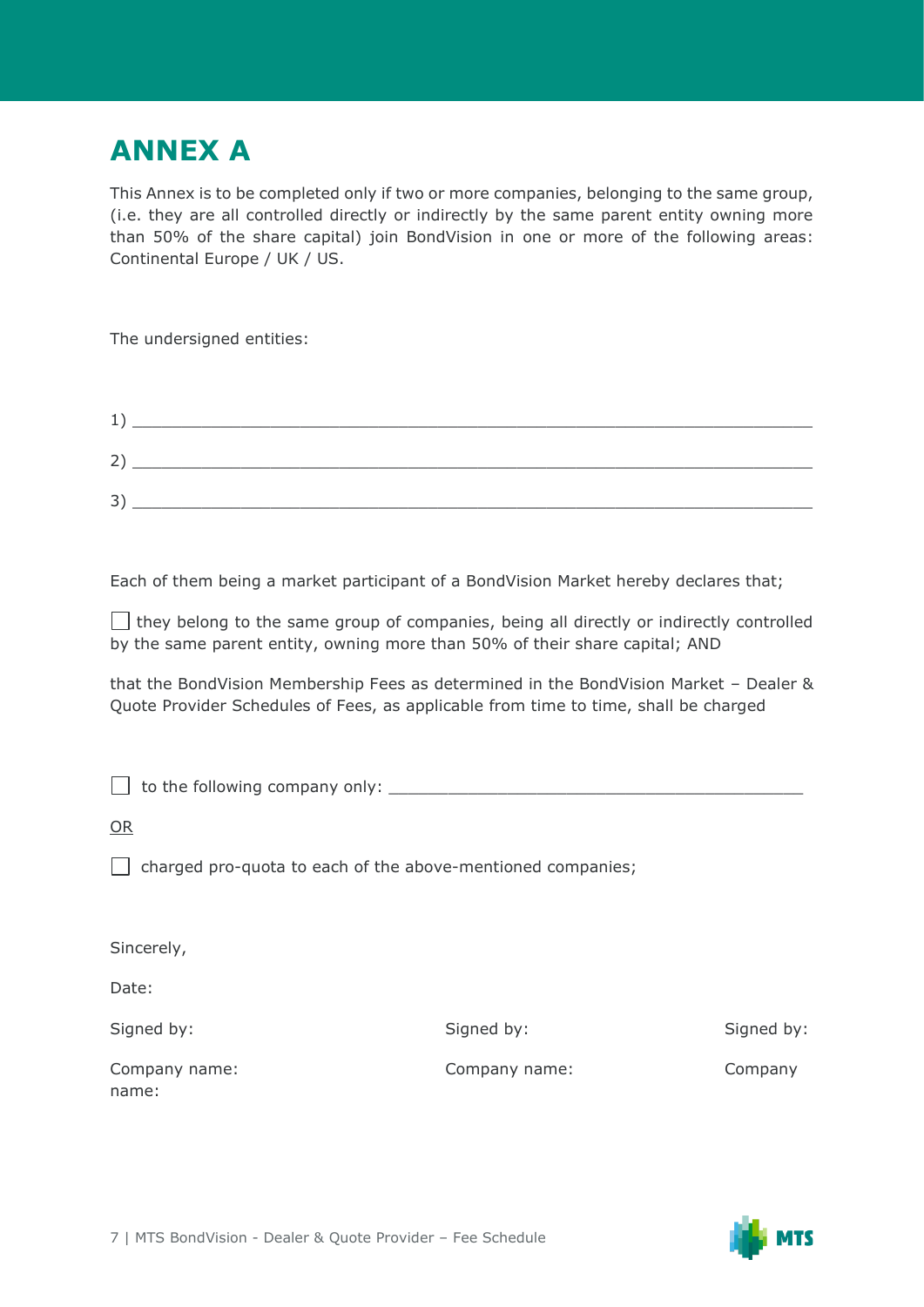# ANNEX A

This Annex is to be completed only if two or more companies, belonging to the same group, (i.e. they are all controlled directly or indirectly by the same parent entity owning more than 50% of the share capital) join BondVision in one or more of the following areas: Continental Europe / UK / US.

The undersigned entities:

1) ____________________________________________________________________

2) ____________________________________________________________________

3) ____________________________________________________________________

Each of them being a market participant of a BondVision Market hereby declares that;

☐ they belong to the same group of companies, being all directly or indirectly controlled by the same parent entity, owning more than 50% of their share capital; AND

that the BondVision Membership Fees as determined in the BondVision Market – Dealer & Quote Provider Schedules of Fees, as applicable from time to time, shall be charged

☐ to the following company only: ___________________________________________

<u>OR</u>

☐ charged pro-quota to each of the above-mentioned companies;

Sincerely,

Date:

| Signed by: | Signed by: | Signed by: |
|---|---|---|
| Company name: | Company name: | Company name: |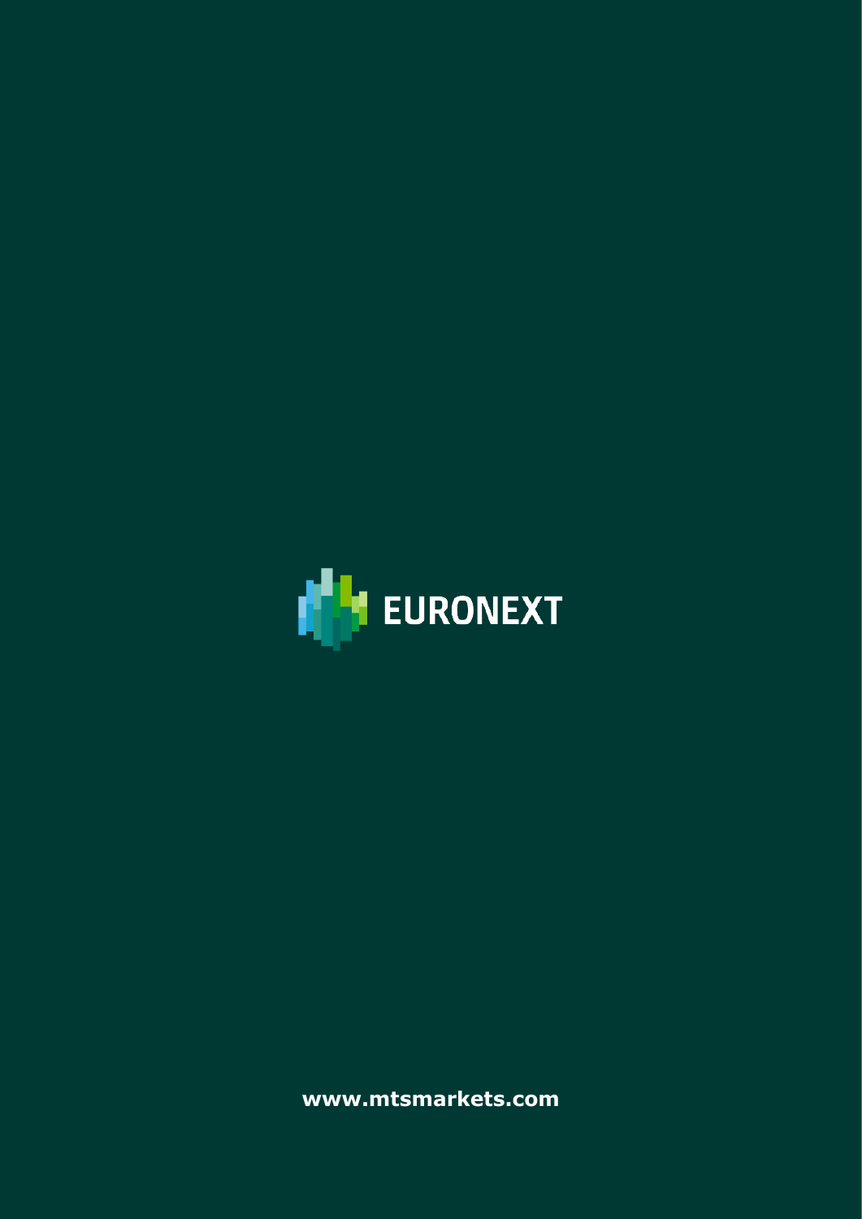EURONEXT

**www.mtsmarkets.com**